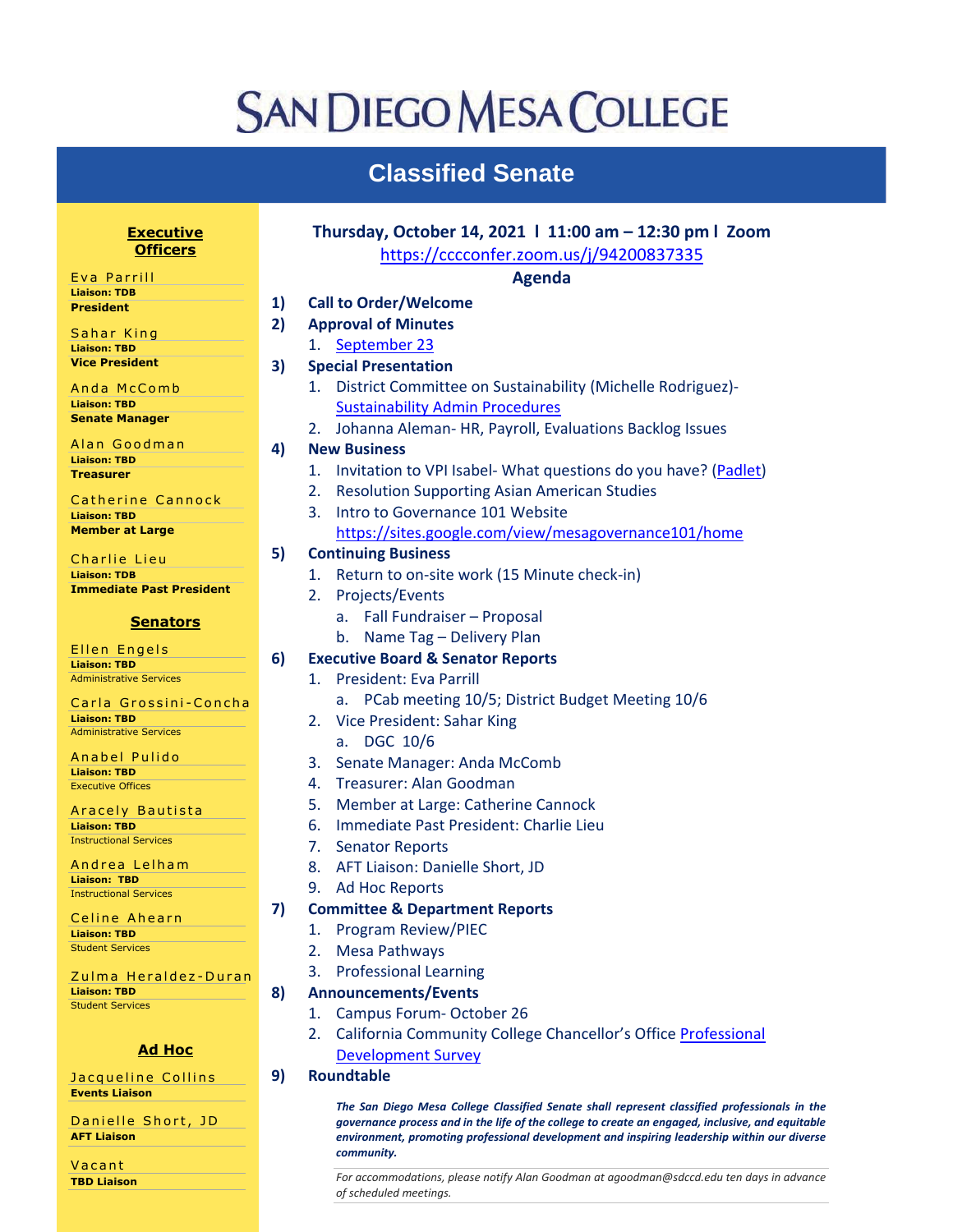# SAN DIEGO MESA COLLEGE

## Classified Senate

**Executive Officers**

Eva Parrill
**Liaison: TDB**
**President**

Sahar King
**Liaison: TBD**
**Vice President**

Anda McComb
**Liaison: TBD**
**Senate Manager**

Alan Goodman
**Liaison: TBD**
**Treasurer**

Catherine Cannock
**Liaison: TBD**
**Member at Large**

Charlie Lieu
**Liaison: TDB**
**Immediate Past President**

**Senators**

Ellen Engels
**Liaison: TBD**
Administrative Services

Carla Grossini-Concha
**Liaison: TBD**
Administrative Services

Anabel Pulido
**Liaison: TBD**
Executive Offices

Aracely Bautista
**Liaison: TBD**
Instructional Services

Andrea Lelham
**Liaison: TBD**
Instructional Services

Celine Ahearn
**Liaison: TBD**
Student Services

Zulma Heraldez-Duran
**Liaison: TBD**
Student Services

**Ad Hoc**

Jacqueline Collins
**Events Liaison**

Danielle Short, JD
**AFT Liaison**

Vacant
**TBD Liaison**

---

**Thursday, October 14, 2021 l 11:00 am – 12:30 pm l Zoom**

https://cccconfer.zoom.us/j/94200837335

**Agenda**

1) **Call to Order/Welcome**
2) **Approval of Minutes**
   1. September 23
3) **Special Presentation**
   1. District Committee on Sustainability (Michelle Rodriguez)- Sustainability Admin Procedures
   2. Johanna Aleman- HR, Payroll, Evaluations Backlog Issues
4) **New Business**
   1. Invitation to VPI Isabel- What questions do you have? (Padlet)
   2. Resolution Supporting Asian American Studies
   3. Intro to Governance 101 Website https://sites.google.com/view/mesagovernance101/home
5) **Continuing Business**
   1. Return to on-site work (15 Minute check-in)
   2. Projects/Events
      a. Fall Fundraiser – Proposal
      b. Name Tag – Delivery Plan
6) **Executive Board & Senator Reports**
   1. President: Eva Parrill
      a. PCab meeting 10/5; District Budget Meeting 10/6
   2. Vice President: Sahar King
      a. DGC 10/6
   3. Senate Manager: Anda McComb
   4. Treasurer: Alan Goodman
   5. Member at Large: Catherine Cannock
   6. Immediate Past President: Charlie Lieu
   7. Senator Reports
   8. AFT Liaison: Danielle Short, JD
   9. Ad Hoc Reports
7) **Committee & Department Reports**
   1. Program Review/PIEC
   2. Mesa Pathways
   3. Professional Learning
8) **Announcements/Events**
   1. Campus Forum- October 26
   2. California Community College Chancellor's Office Professional Development Survey
9) **Roundtable**

***The San Diego Mesa College Classified Senate shall represent classified professionals in the governance process and in the life of the college to create an engaged, inclusive, and equitable environment, promoting professional development and inspiring leadership within our diverse community.***

*For accommodations, please notify Alan Goodman at agoodman@sdccd.edu ten days in advance of scheduled meetings.*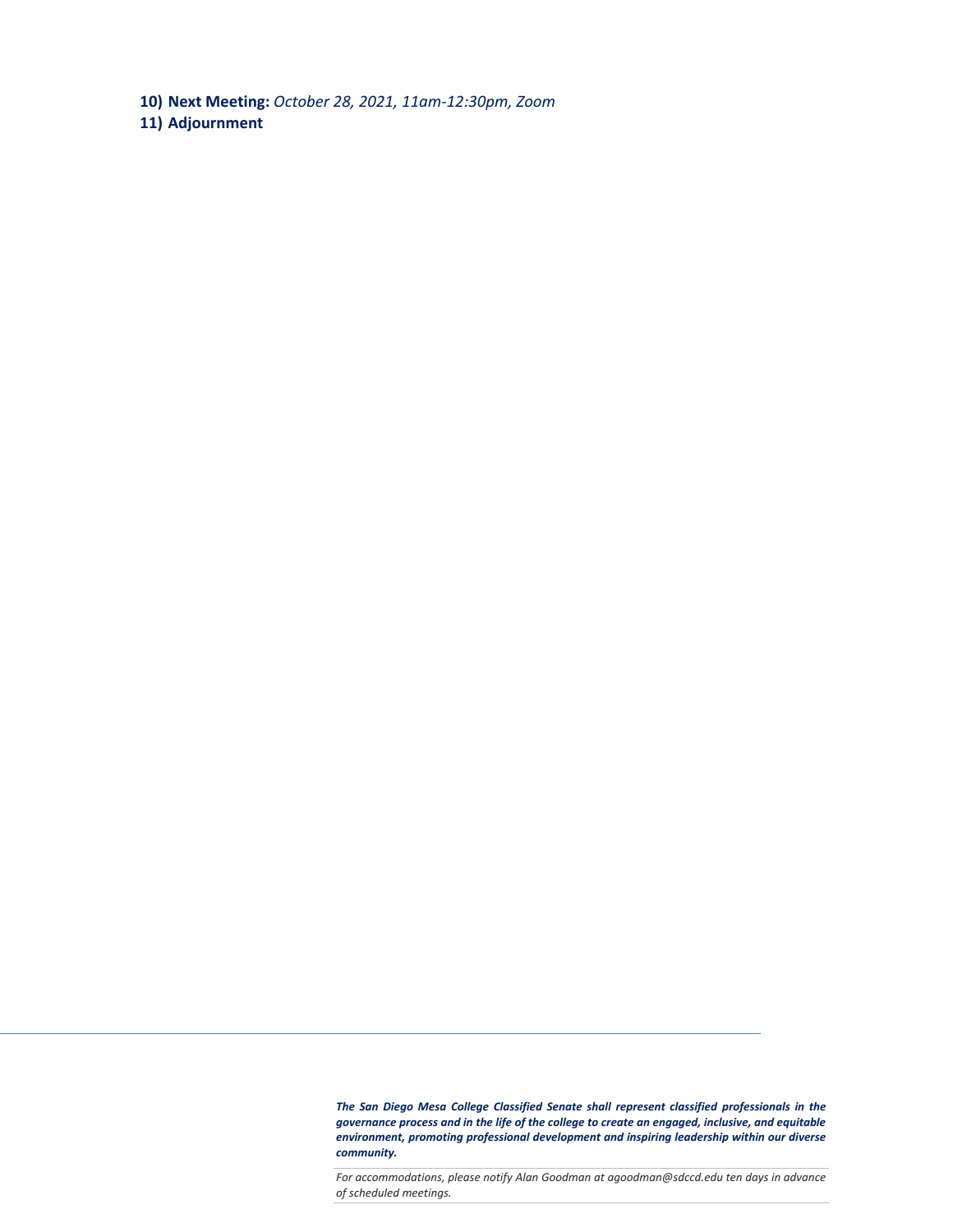**10) Next Meeting:** *October 28, 2021, 11am-12:30pm, Zoom*

**11) Adjournment**

***The San Diego Mesa College Classified Senate shall represent classified professionals in the governance process and in the life of the college to create an engaged, inclusive, and equitable environment, promoting professional development and inspiring leadership within our diverse community.***

*For accommodations, please notify Alan Goodman at agoodman@sdccd.edu ten days in advance of scheduled meetings.*